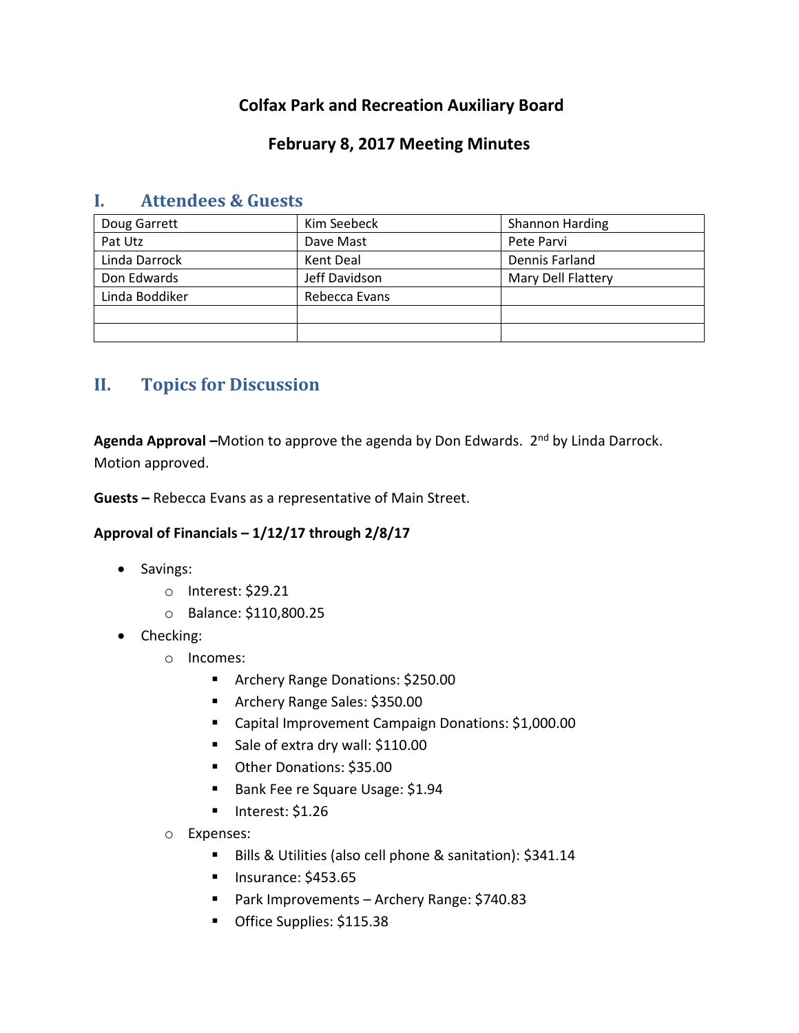# Colfax Park and Recreation Auxiliary Board

## February 8, 2017 Meeting Minutes

## I. Attendees & Guests

| | | |
|---|---|---|
| Doug Garrett | Kim Seebeck | Shannon Harding |
| Pat Utz | Dave Mast | Pete Parvi |
| Linda Darrock | Kent Deal | Dennis Farland |
| Don Edwards | Jeff Davidson | Mary Dell Flattery |
| Linda Boddiker | Rebecca Evans | |
| | | |
| | | |

## II. Topics for Discussion

**Agenda Approval –**Motion to approve the agenda by Don Edwards. 2nd by Linda Darrock. Motion approved.

**Guests –** Rebecca Evans as a representative of Main Street.

**Approval of Financials – 1/12/17 through 2/8/17**

- Savings:
  - Interest: $29.21
  - Balance: $110,800.25
- Checking:
  - Incomes:
    - Archery Range Donations: $250.00
    - Archery Range Sales: $350.00
    - Capital Improvement Campaign Donations: $1,000.00
    - Sale of extra dry wall: $110.00
    - Other Donations: $35.00
    - Bank Fee re Square Usage: $1.94
    - Interest: $1.26
  - Expenses:
    - Bills & Utilities (also cell phone & sanitation): $341.14
    - Insurance: $453.65
    - Park Improvements – Archery Range: $740.83
    - Office Supplies: $115.38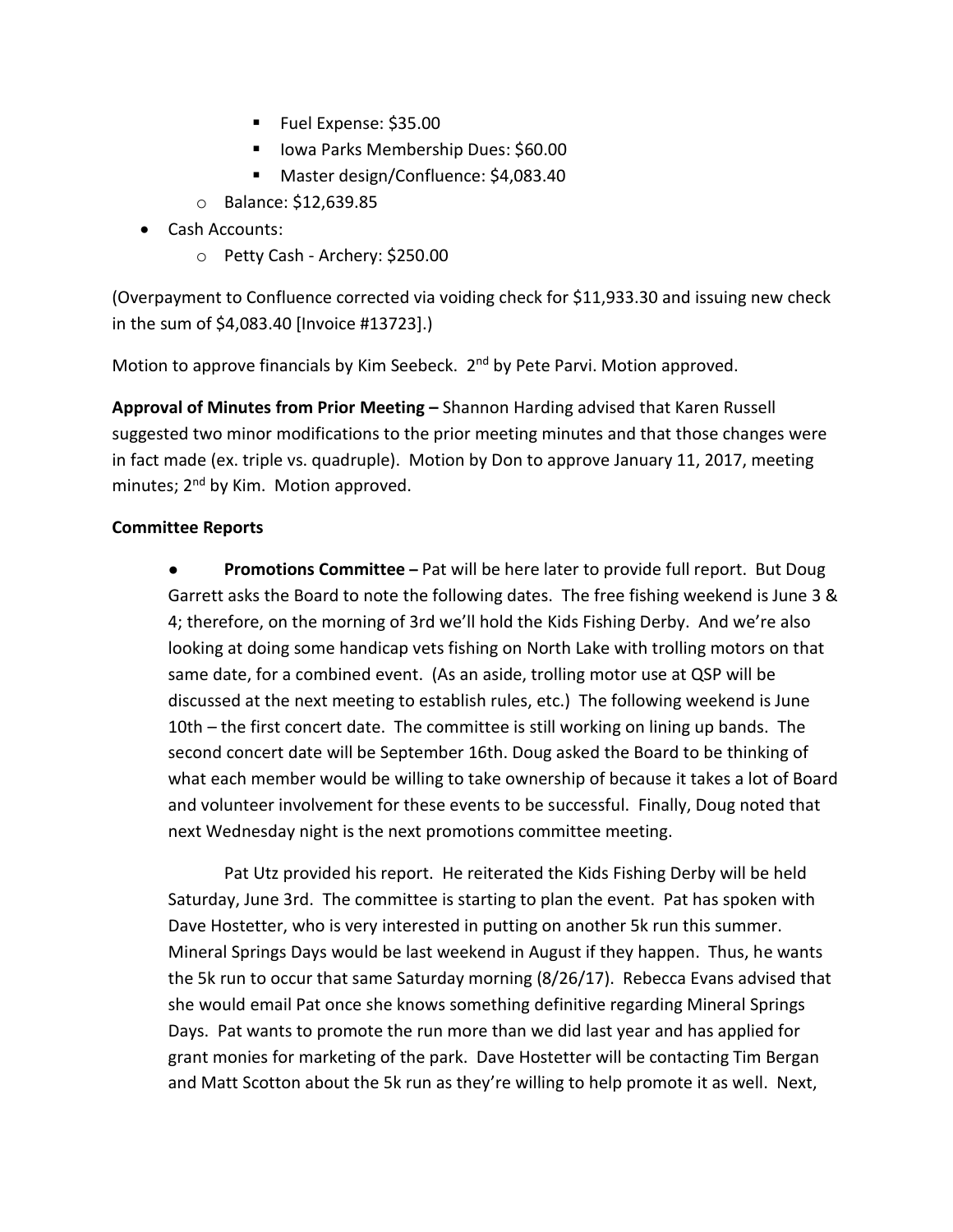- Fuel Expense: $35.00
        - Iowa Parks Membership Dues: $60.00
        - Master design/Confluence: $4,083.40
    - Balance: $12,639.85
- Cash Accounts:
    - Petty Cash - Archery: $250.00

(Overpayment to Confluence corrected via voiding check for $11,933.30 and issuing new check in the sum of $4,083.40 [Invoice #13723].)

Motion to approve financials by Kim Seebeck. 2nd by Pete Parvi. Motion approved.

**Approval of Minutes from Prior Meeting –** Shannon Harding advised that Karen Russell suggested two minor modifications to the prior meeting minutes and that those changes were in fact made (ex. triple vs. quadruple). Motion by Don to approve January 11, 2017, meeting minutes; 2nd by Kim. Motion approved.

**Committee Reports**

- **Promotions Committee –** Pat will be here later to provide full report. But Doug Garrett asks the Board to note the following dates. The free fishing weekend is June 3 & 4; therefore, on the morning of 3rd we'll hold the Kids Fishing Derby. And we're also looking at doing some handicap vets fishing on North Lake with trolling motors on that same date, for a combined event. (As an aside, trolling motor use at QSP will be discussed at the next meeting to establish rules, etc.) The following weekend is June 10th – the first concert date. The committee is still working on lining up bands. The second concert date will be September 16th. Doug asked the Board to be thinking of what each member would be willing to take ownership of because it takes a lot of Board and volunteer involvement for these events to be successful. Finally, Doug noted that next Wednesday night is the next promotions committee meeting.

  Pat Utz provided his report. He reiterated the Kids Fishing Derby will be held Saturday, June 3rd. The committee is starting to plan the event. Pat has spoken with Dave Hostetter, who is very interested in putting on another 5k run this summer. Mineral Springs Days would be last weekend in August if they happen. Thus, he wants the 5k run to occur that same Saturday morning (8/26/17). Rebecca Evans advised that she would email Pat once she knows something definitive regarding Mineral Springs Days. Pat wants to promote the run more than we did last year and has applied for grant monies for marketing of the park. Dave Hostetter will be contacting Tim Bergan and Matt Scotton about the 5k run as they're willing to help promote it as well. Next,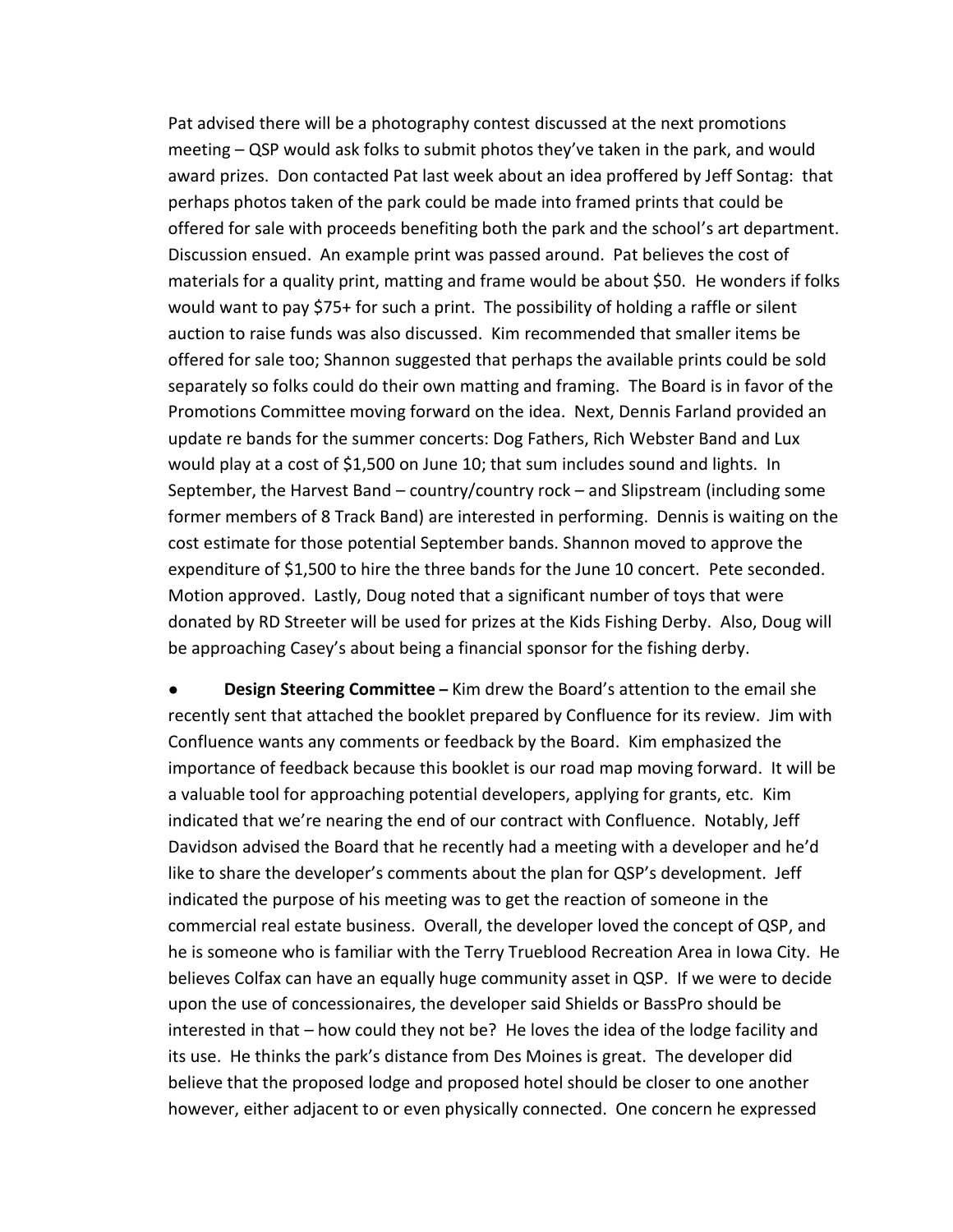Pat advised there will be a photography contest discussed at the next promotions meeting – QSP would ask folks to submit photos they've taken in the park, and would award prizes. Don contacted Pat last week about an idea proffered by Jeff Sontag: that perhaps photos taken of the park could be made into framed prints that could be offered for sale with proceeds benefiting both the park and the school's art department. Discussion ensued. An example print was passed around. Pat believes the cost of materials for a quality print, matting and frame would be about $50. He wonders if folks would want to pay $75+ for such a print. The possibility of holding a raffle or silent auction to raise funds was also discussed. Kim recommended that smaller items be offered for sale too; Shannon suggested that perhaps the available prints could be sold separately so folks could do their own matting and framing. The Board is in favor of the Promotions Committee moving forward on the idea. Next, Dennis Farland provided an update re bands for the summer concerts: Dog Fathers, Rich Webster Band and Lux would play at a cost of $1,500 on June 10; that sum includes sound and lights. In September, the Harvest Band – country/country rock – and Slipstream (including some former members of 8 Track Band) are interested in performing. Dennis is waiting on the cost estimate for those potential September bands. Shannon moved to approve the expenditure of $1,500 to hire the three bands for the June 10 concert. Pete seconded. Motion approved. Lastly, Doug noted that a significant number of toys that were donated by RD Streeter will be used for prizes at the Kids Fishing Derby. Also, Doug will be approaching Casey's about being a financial sponsor for the fishing derby.

- **Design Steering Committee –** Kim drew the Board's attention to the email she recently sent that attached the booklet prepared by Confluence for its review. Jim with Confluence wants any comments or feedback by the Board. Kim emphasized the importance of feedback because this booklet is our road map moving forward. It will be a valuable tool for approaching potential developers, applying for grants, etc. Kim indicated that we're nearing the end of our contract with Confluence. Notably, Jeff Davidson advised the Board that he recently had a meeting with a developer and he'd like to share the developer's comments about the plan for QSP's development. Jeff indicated the purpose of his meeting was to get the reaction of someone in the commercial real estate business. Overall, the developer loved the concept of QSP, and he is someone who is familiar with the Terry Trueblood Recreation Area in Iowa City. He believes Colfax can have an equally huge community asset in QSP. If we were to decide upon the use of concessionaires, the developer said Shields or BassPro should be interested in that – how could they not be? He loves the idea of the lodge facility and its use. He thinks the park's distance from Des Moines is great. The developer did believe that the proposed lodge and proposed hotel should be closer to one another however, either adjacent to or even physically connected. One concern he expressed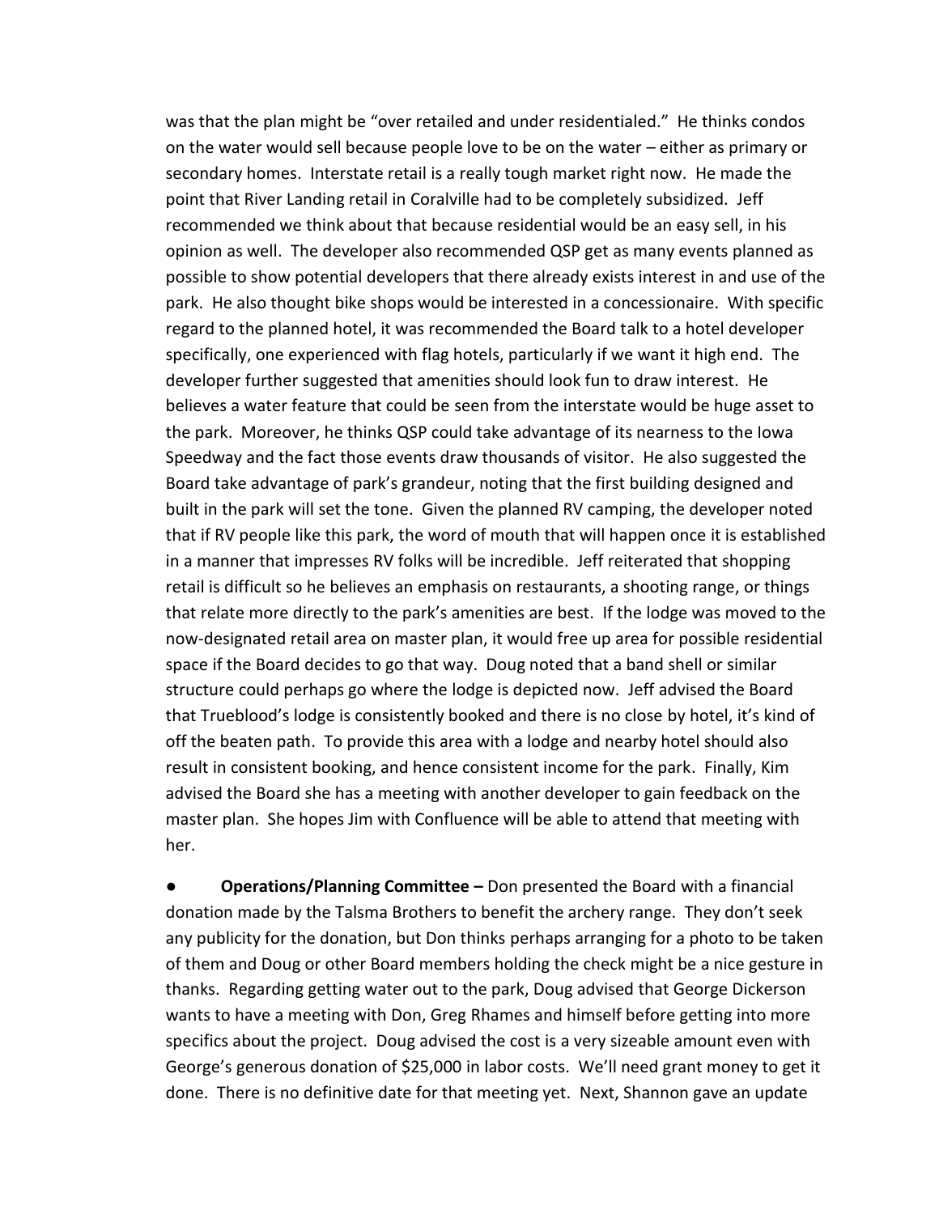was that the plan might be "over retailed and under residentialed." He thinks condos on the water would sell because people love to be on the water – either as primary or secondary homes. Interstate retail is a really tough market right now. He made the point that River Landing retail in Coralville had to be completely subsidized. Jeff recommended we think about that because residential would be an easy sell, in his opinion as well. The developer also recommended QSP get as many events planned as possible to show potential developers that there already exists interest in and use of the park. He also thought bike shops would be interested in a concessionaire. With specific regard to the planned hotel, it was recommended the Board talk to a hotel developer specifically, one experienced with flag hotels, particularly if we want it high end. The developer further suggested that amenities should look fun to draw interest. He believes a water feature that could be seen from the interstate would be huge asset to the park. Moreover, he thinks QSP could take advantage of its nearness to the Iowa Speedway and the fact those events draw thousands of visitor. He also suggested the Board take advantage of park's grandeur, noting that the first building designed and built in the park will set the tone. Given the planned RV camping, the developer noted that if RV people like this park, the word of mouth that will happen once it is established in a manner that impresses RV folks will be incredible. Jeff reiterated that shopping retail is difficult so he believes an emphasis on restaurants, a shooting range, or things that relate more directly to the park's amenities are best. If the lodge was moved to the now-designated retail area on master plan, it would free up area for possible residential space if the Board decides to go that way. Doug noted that a band shell or similar structure could perhaps go where the lodge is depicted now. Jeff advised the Board that Trueblood's lodge is consistently booked and there is no close by hotel, it's kind of off the beaten path. To provide this area with a lodge and nearby hotel should also result in consistent booking, and hence consistent income for the park. Finally, Kim advised the Board she has a meeting with another developer to gain feedback on the master plan. She hopes Jim with Confluence will be able to attend that meeting with her.

- **Operations/Planning Committee –** Don presented the Board with a financial donation made by the Talsma Brothers to benefit the archery range. They don't seek any publicity for the donation, but Don thinks perhaps arranging for a photo to be taken of them and Doug or other Board members holding the check might be a nice gesture in thanks. Regarding getting water out to the park, Doug advised that George Dickerson wants to have a meeting with Don, Greg Rhames and himself before getting into more specifics about the project. Doug advised the cost is a very sizeable amount even with George's generous donation of $25,000 in labor costs. We'll need grant money to get it done. There is no definitive date for that meeting yet. Next, Shannon gave an update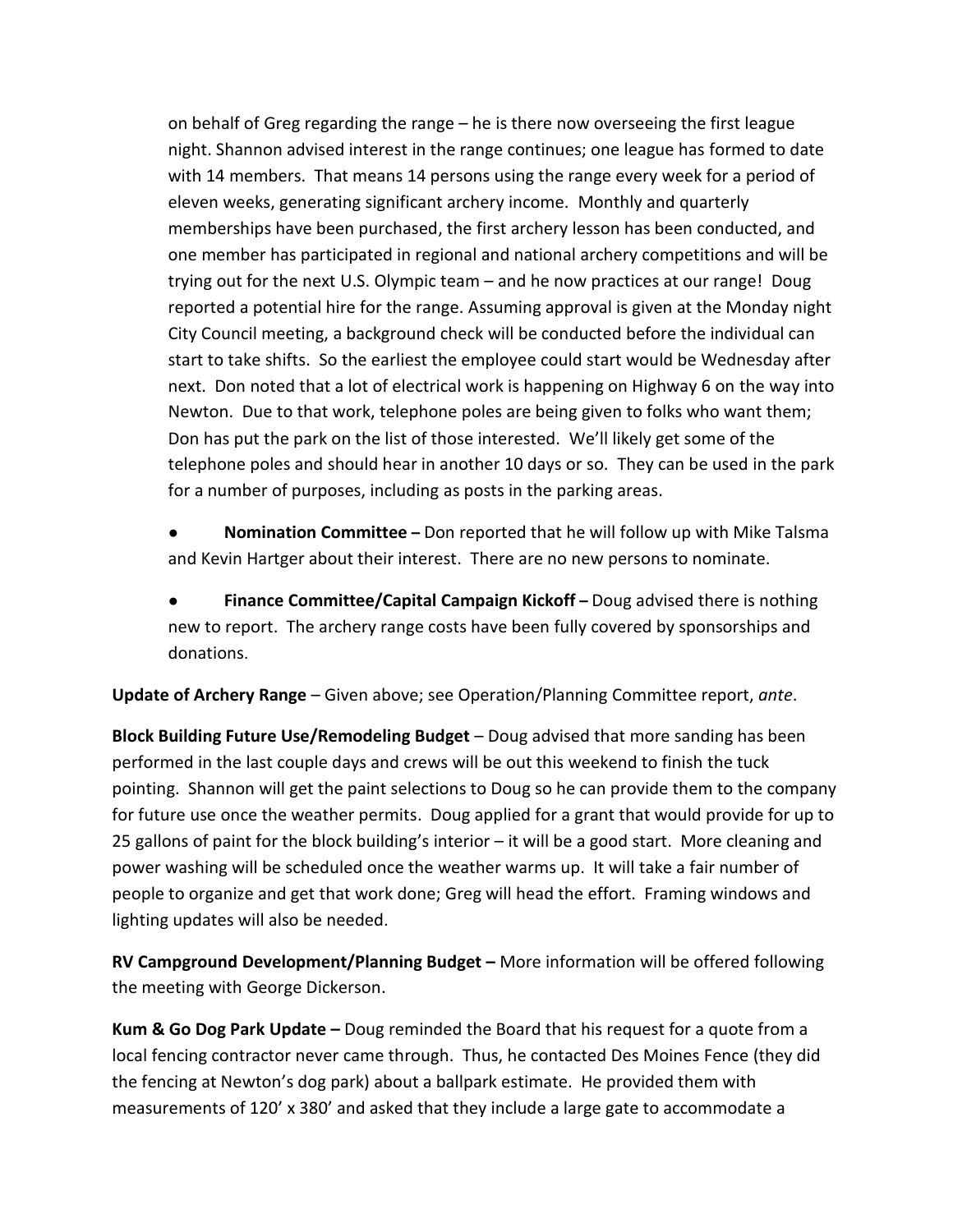on behalf of Greg regarding the range – he is there now overseeing the first league night. Shannon advised interest in the range continues; one league has formed to date with 14 members. That means 14 persons using the range every week for a period of eleven weeks, generating significant archery income. Monthly and quarterly memberships have been purchased, the first archery lesson has been conducted, and one member has participated in regional and national archery competitions and will be trying out for the next U.S. Olympic team – and he now practices at our range! Doug reported a potential hire for the range. Assuming approval is given at the Monday night City Council meeting, a background check will be conducted before the individual can start to take shifts. So the earliest the employee could start would be Wednesday after next. Don noted that a lot of electrical work is happening on Highway 6 on the way into Newton. Due to that work, telephone poles are being given to folks who want them; Don has put the park on the list of those interested. We'll likely get some of the telephone poles and should hear in another 10 days or so. They can be used in the park for a number of purposes, including as posts in the parking areas.

- **Nomination Committee –** Don reported that he will follow up with Mike Talsma and Kevin Hartger about their interest. There are no new persons to nominate.

- **Finance Committee/Capital Campaign Kickoff –** Doug advised there is nothing new to report. The archery range costs have been fully covered by sponsorships and donations.

**Update of Archery Range** – Given above; see Operation/Planning Committee report, *ante*.

**Block Building Future Use/Remodeling Budget** – Doug advised that more sanding has been performed in the last couple days and crews will be out this weekend to finish the tuck pointing. Shannon will get the paint selections to Doug so he can provide them to the company for future use once the weather permits. Doug applied for a grant that would provide for up to 25 gallons of paint for the block building's interior – it will be a good start. More cleaning and power washing will be scheduled once the weather warms up. It will take a fair number of people to organize and get that work done; Greg will head the effort. Framing windows and lighting updates will also be needed.

**RV Campground Development/Planning Budget –** More information will be offered following the meeting with George Dickerson.

**Kum & Go Dog Park Update –** Doug reminded the Board that his request for a quote from a local fencing contractor never came through. Thus, he contacted Des Moines Fence (they did the fencing at Newton's dog park) about a ballpark estimate. He provided them with measurements of 120' x 380' and asked that they include a large gate to accommodate a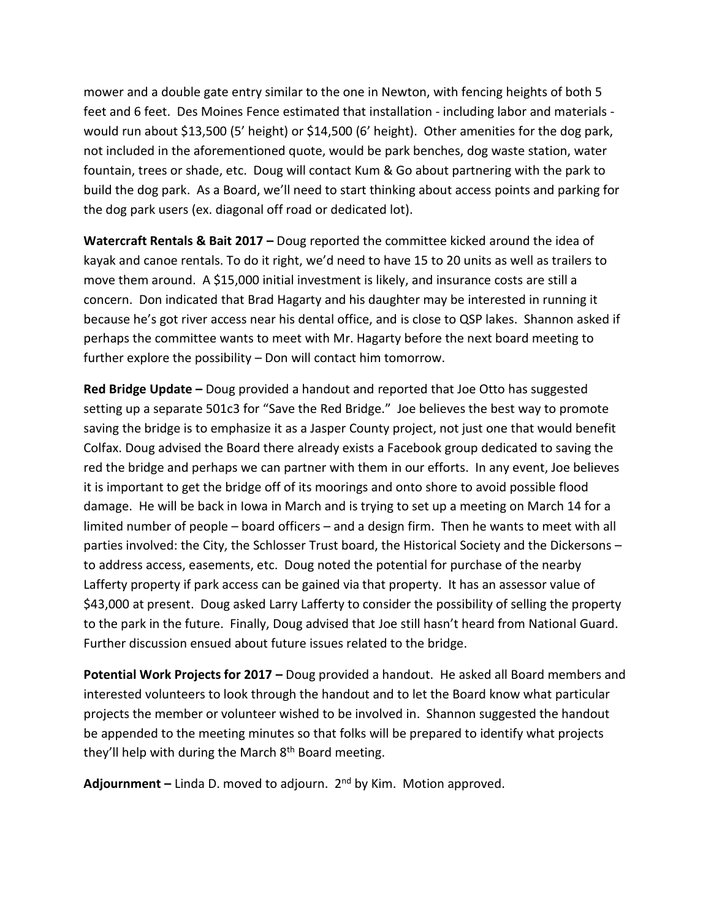mower and a double gate entry similar to the one in Newton, with fencing heights of both 5 feet and 6 feet. Des Moines Fence estimated that installation - including labor and materials - would run about $13,500 (5' height) or $14,500 (6' height). Other amenities for the dog park, not included in the aforementioned quote, would be park benches, dog waste station, water fountain, trees or shade, etc. Doug will contact Kum & Go about partnering with the park to build the dog park. As a Board, we'll need to start thinking about access points and parking for the dog park users (ex. diagonal off road or dedicated lot).

**Watercraft Rentals & Bait 2017 –** Doug reported the committee kicked around the idea of kayak and canoe rentals. To do it right, we'd need to have 15 to 20 units as well as trailers to move them around. A $15,000 initial investment is likely, and insurance costs are still a concern. Don indicated that Brad Hagarty and his daughter may be interested in running it because he's got river access near his dental office, and is close to QSP lakes. Shannon asked if perhaps the committee wants to meet with Mr. Hagarty before the next board meeting to further explore the possibility – Don will contact him tomorrow.

**Red Bridge Update –** Doug provided a handout and reported that Joe Otto has suggested setting up a separate 501c3 for "Save the Red Bridge." Joe believes the best way to promote saving the bridge is to emphasize it as a Jasper County project, not just one that would benefit Colfax. Doug advised the Board there already exists a Facebook group dedicated to saving the red the bridge and perhaps we can partner with them in our efforts. In any event, Joe believes it is important to get the bridge off of its moorings and onto shore to avoid possible flood damage. He will be back in Iowa in March and is trying to set up a meeting on March 14 for a limited number of people – board officers – and a design firm. Then he wants to meet with all parties involved: the City, the Schlosser Trust board, the Historical Society and the Dickersons – to address access, easements, etc. Doug noted the potential for purchase of the nearby Lafferty property if park access can be gained via that property. It has an assessor value of $43,000 at present. Doug asked Larry Lafferty to consider the possibility of selling the property to the park in the future. Finally, Doug advised that Joe still hasn't heard from National Guard. Further discussion ensued about future issues related to the bridge.

**Potential Work Projects for 2017 –** Doug provided a handout. He asked all Board members and interested volunteers to look through the handout and to let the Board know what particular projects the member or volunteer wished to be involved in. Shannon suggested the handout be appended to the meeting minutes so that folks will be prepared to identify what projects they'll help with during the March 8th Board meeting.

**Adjournment –** Linda D. moved to adjourn. 2nd by Kim. Motion approved.